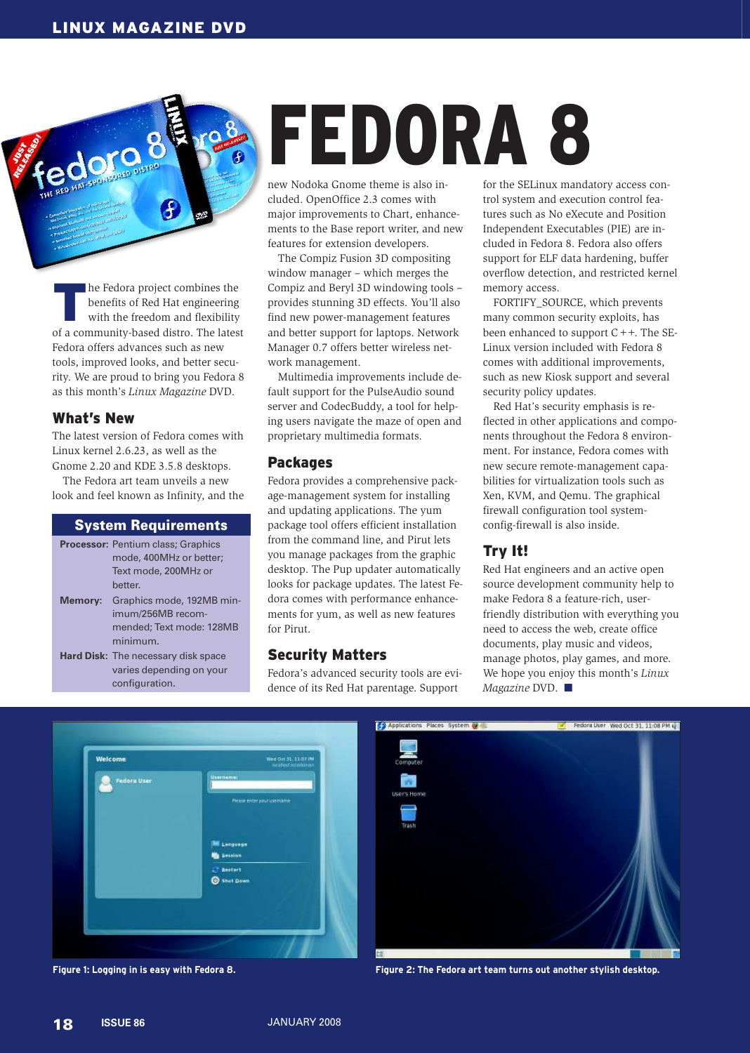# FEDORA 8

The Fedora project combines the benefits of Red Hat engineering with the freedom and flexibility of a community-based distro. The latest Fedora offers advances such as new tools, improved looks, and better security. We are proud to bring you Fedora 8 as this month's *Linux Magazine* DVD.

## What's New

The latest version of Fedora comes with Linux kernel 2.6.23, as well as the Gnome 2.20 and KDE 3.5.8 desktops.

The Fedora art team unveils a new look and feel known as Infinity, and the new Nodoka Gnome theme is also included. OpenOffice 2.3 comes with major improvements to Chart, enhancements to the Base report writer, and new features for extension developers.

The Compiz Fusion 3D compositing window manager – which merges the Compiz and Beryl 3D windowing tools – provides stunning 3D effects. You'll also find new power-management features and better support for laptops. Network Manager 0.7 offers better wireless network management.

Multimedia improvements include default support for the PulseAudio sound server and CodecBuddy, a tool for helping users navigate the maze of open and proprietary multimedia formats.

### System Requirements

| | |
|---|---|
| **Processor:** | Pentium class; Graphics mode, 400MHz or better; Text mode, 200MHz or better. |
| **Memory:** | Graphics mode, 192MB minimum/256MB recommended; Text mode: 128MB minimum. |
| **Hard Disk:** | The necessary disk space varies depending on your configuration. |

## Packages

Fedora provides a comprehensive package-management system for installing and updating applications. The yum package tool offers efficient installation from the command line, and Pirut lets you manage packages from the graphic desktop. The Pup updater automatically looks for package updates. The latest Fedora comes with performance enhancements for yum, as well as new features for Pirut.

## Security Matters

Fedora's advanced security tools are evidence of its Red Hat parentage. Support for the SELinux mandatory access control system and execution control features such as No eXecute and Position Independent Executables (PIE) are included in Fedora 8. Fedora also offers support for ELF data hardening, buffer overflow detection, and restricted kernel memory access.

FORTIFY_SOURCE, which prevents many common security exploits, has been enhanced to support C++. The SELinux version included with Fedora 8 comes with additional improvements, such as new Kiosk support and several security policy updates.

Red Hat's security emphasis is reflected in other applications and components throughout the Fedora 8 environment. For instance, Fedora comes with new secure remote-management capabilities for virtualization tools such as Xen, KVM, and Qemu. The graphical firewall configuration tool system-config-firewall is also inside.

## Try It!

Red Hat engineers and an active open source development community help to make Fedora 8 a feature-rich, user-friendly distribution with everything you need to access the web, create office documents, play music and videos, manage photos, play games, and more. We hope you enjoy this month's *Linux Magazine* DVD. ■

**Figure 1: Logging in is easy with Fedora 8.**

**Figure 2: The Fedora art team turns out another stylish desktop.**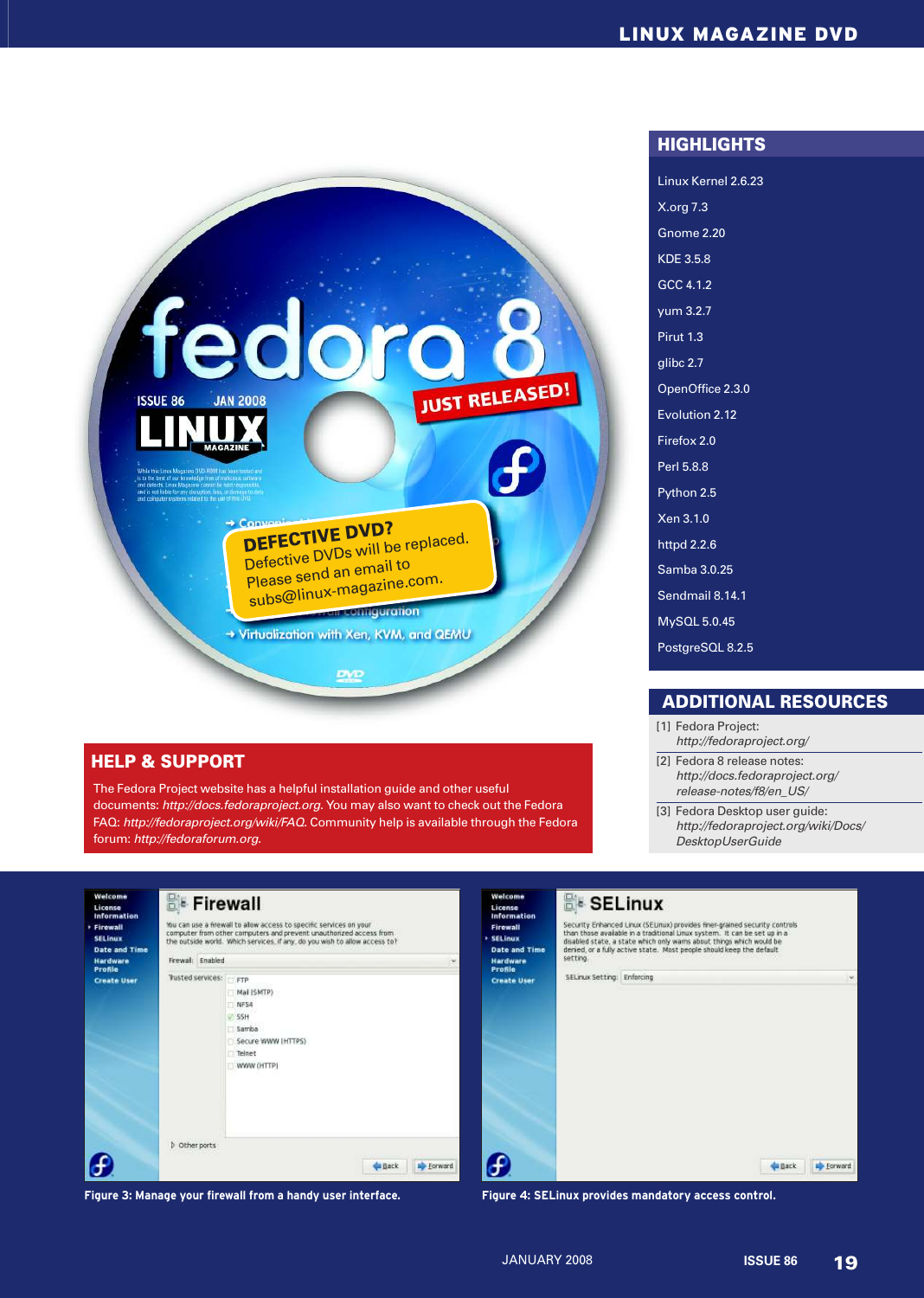## HIGHLIGHTS

- Linux Kernel 2.6.23
- X.org 7.3
- Gnome 2.20
- KDE 3.5.8
- GCC 4.1.2
- yum 3.2.7
- Pirut 1.3
- glibc 2.7
- OpenOffice 2.3.0
- Evolution 2.12
- Firefox 2.0
- Perl 5.8.8
- Python 2.5
- Xen 3.1.0
- httpd 2.2.6
- Samba 3.0.25
- Sendmail 8.14.1
- MySQL 5.0.45
- PostgreSQL 8.2.5

## ADDITIONAL RESOURCES

[1] Fedora Project: *http://fedoraproject.org/*

[2] Fedora 8 release notes: *http://docs.fedoraproject.org/release-notes/f8/en_US/*

[3] Fedora Desktop user guide: *http://fedoraproject.org/wiki/Docs/DesktopUserGuide*

## HELP & SUPPORT

The Fedora Project website has a helpful installation guide and other useful documents: *http://docs.fedoraproject.org.* You may also want to check out the Fedora FAQ: *http://fedoraproject.org/wiki/FAQ.* Community help is available through the Fedora forum: *http://fedoraforum.org.*

**Figure 3: Manage your firewall from a handy user interface.**

**Figure 4: SELinux provides mandatory access control.**